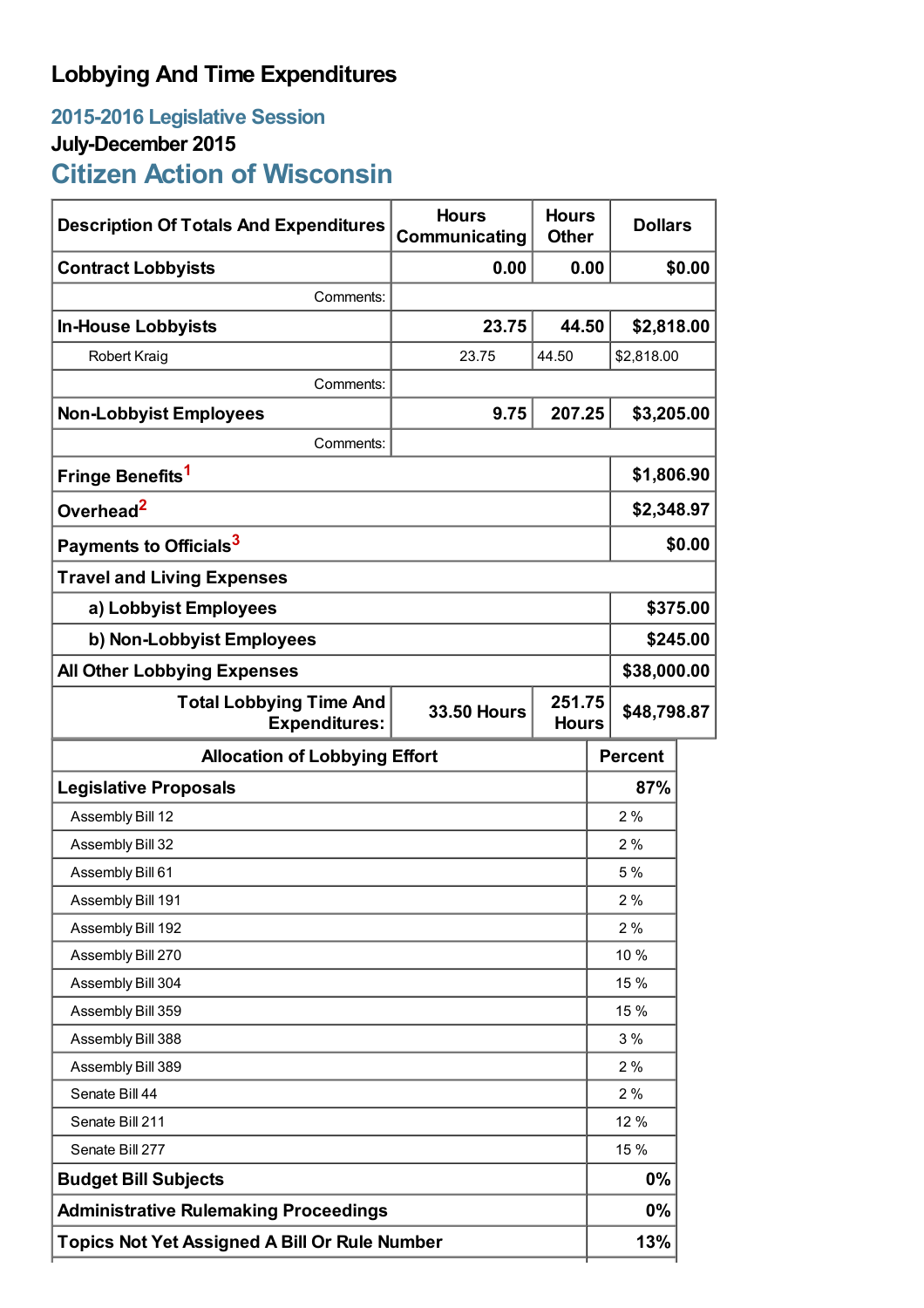# Lobbying And Time Expenditures

## 2015-2016 Legislative Session

### July-December 2015

## Citizen Action of Wisconsin

| Description Of Totals And Expenditures | Hours Communicating | Hours Other | Dollars |
|---|---|---|---|
| **Contract Lobbyists** | **0.00** | **0.00** | **$0.00** |
| Comments: | | | |
| **In-House Lobbyists** | **23.75** | **44.50** | **$2,818.00** |
| Robert Kraig | 23.75 | 44.50 | $2,818.00 |
| Comments: | | | |
| **Non-Lobbyist Employees** | **9.75** | **207.25** | **$3,205.00** |
| Comments: | | | |
| **Fringe Benefits**[1] | | | **$1,806.90** |
| **Overhead**[2] | | | **$2,348.97** |
| **Payments to Officials**[3] | | | **$0.00** |
| **Travel and Living Expenses** | | | |
| **a) Lobbyist Employees** | | | **$375.00** |
| **b) Non-Lobbyist Employees** | | | **$245.00** |
| **All Other Lobbying Expenses** | | | **$38,000.00** |
| **Total Lobbying Time And Expenditures:** | **33.50 Hours** | **251.75 Hours** | **$48,798.87** |

| Allocation of Lobbying Effort | Percent |
|---|---|
| **Legislative Proposals** | **87%** |
| Assembly Bill 12 | 2 % |
| Assembly Bill 32 | 2 % |
| Assembly Bill 61 | 5 % |
| Assembly Bill 191 | 2 % |
| Assembly Bill 192 | 2 % |
| Assembly Bill 270 | 10 % |
| Assembly Bill 304 | 15 % |
| Assembly Bill 359 | 15 % |
| Assembly Bill 388 | 3 % |
| Assembly Bill 389 | 2 % |
| Senate Bill 44 | 2 % |
| Senate Bill 211 | 12 % |
| Senate Bill 277 | 15 % |
| **Budget Bill Subjects** | **0%** |
| **Administrative Rulemaking Proceedings** | **0%** |
| **Topics Not Yet Assigned A Bill Or Rule Number** | **13%** |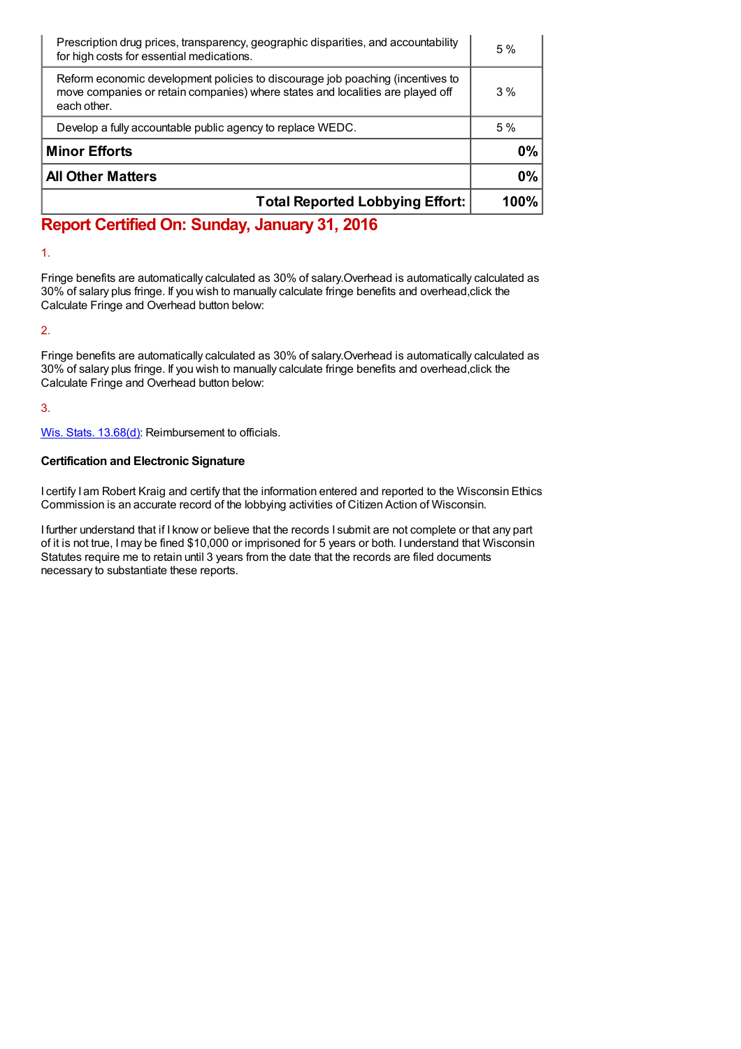| | |
|---|---|
| Prescription drug prices, transparency, geographic disparities, and accountability for high costs for essential medications. | 5 % |
| Reform economic development policies to discourage job poaching (incentives to move companies or retain companies) where states and localities are played off each other. | 3 % |
| Develop a fully accountable public agency to replace WEDC. | 5 % |
| **Minor Efforts** | **0%** |
| **All Other Matters** | **0%** |
| **Total Reported Lobbying Effort:** | **100%** |

## Report Certified On: Sunday, January 31, 2016

1.

Fringe benefits are automatically calculated as 30% of salary.Overhead is automatically calculated as 30% of salary plus fringe. If you wish to manually calculate fringe benefits and overhead,click the Calculate Fringe and Overhead button below:

2.

Fringe benefits are automatically calculated as 30% of salary.Overhead is automatically calculated as 30% of salary plus fringe. If you wish to manually calculate fringe benefits and overhead,click the Calculate Fringe and Overhead button below:

3.

Wis. Stats. 13.68(d): Reimbursement to officials.

**Certification and Electronic Signature**

I certify I am Robert Kraig and certify that the information entered and reported to the Wisconsin Ethics Commission is an accurate record of the lobbying activities of Citizen Action of Wisconsin.

I further understand that if I know or believe that the records I submit are not complete or that any part of it is not true, I may be fined $10,000 or imprisoned for 5 years or both. I understand that Wisconsin Statutes require me to retain until 3 years from the date that the records are filed documents necessary to substantiate these reports.